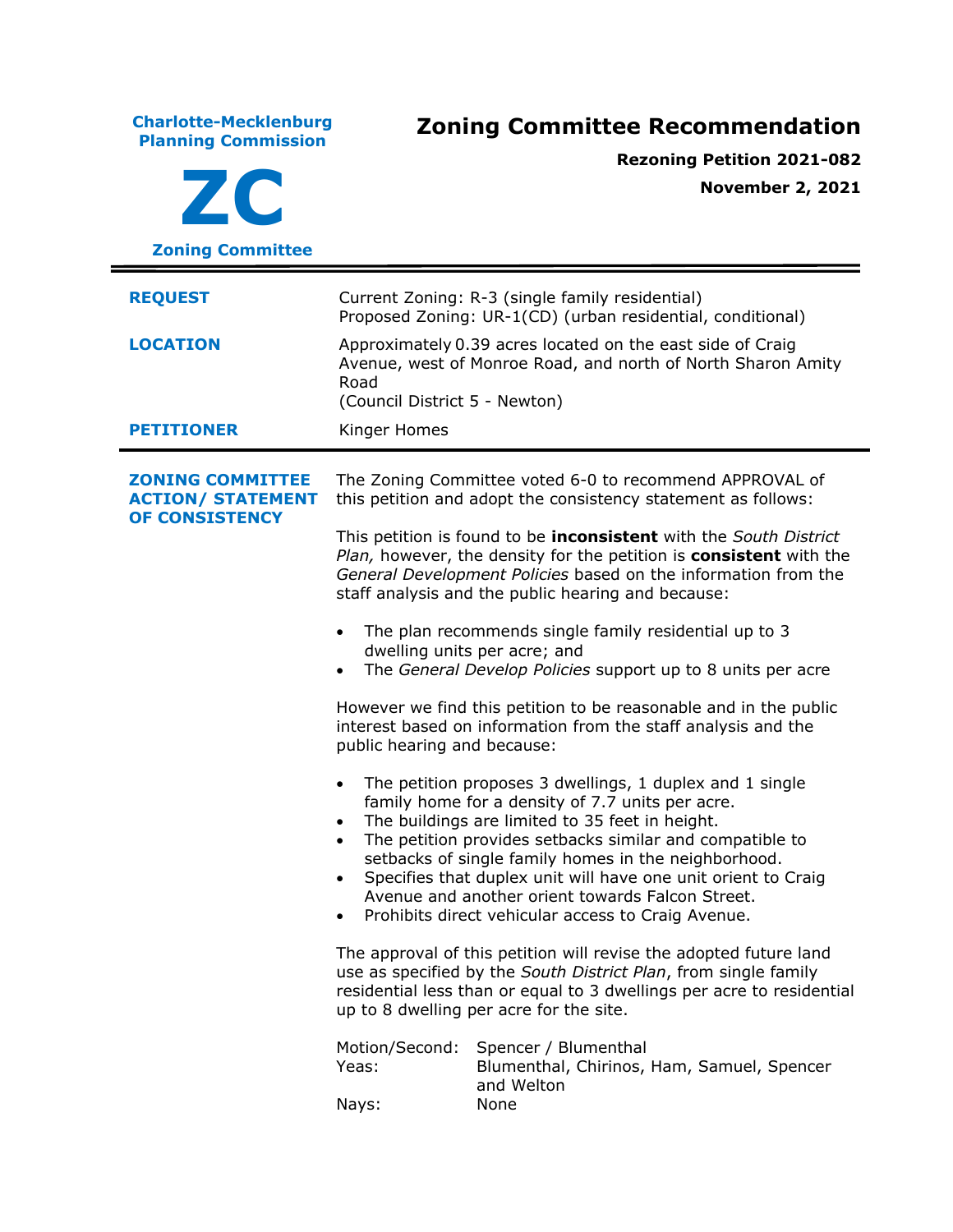**Charlote-Mecklenburg Planning Commission**

# ZC

**Zoning Committee**

# Zoning Committee Recommendation

**Rezoning Petition 2021-082**

**November 2, 2021**

---

**REQUEST**

Current Zoning: R-3 (single family residential)
Proposed Zoning: UR-1(CD) (urban residential, conditional)

**LOCATION**

Approximately 0.39 acres located on the east side of Craig Avenue, west of Monroe Road, and north of North Sharon Amity Road
(Council District 5 - Newton)

**PETITIONER**

Kinger Homes

---

**ZONING COMMITTEE ACTION/ STATEMENT OF CONSISTENCY**

The Zoning Committee voted 6-0 to recommend APPROVAL of this petition and adopt the consistency statement as follows:

This petition is found to be **inconsistent** with the *South District Plan,* however, the density for the petition is **consistent** with the *General Development Policies* based on the information from the staff analysis and the public hearing and because:

- The plan recommends single family residential up to 3 dwelling units per acre; and
- The *General Develop Policies* support up to 8 units per acre

However we find this petition to be reasonable and in the public interest based on information from the staff analysis and the public hearing and because:

- The petition proposes 3 dwellings, 1 duplex and 1 single family home for a density of 7.7 units per acre.
- The buildings are limited to 35 feet in height.
- The petition provides setbacks similar and compatible to setbacks of single family homes in the neighborhood.
- Specifies that duplex unit will have one unit orient to Craig Avenue and another orient towards Falcon Street.
- Prohibits direct vehicular access to Craig Avenue.

The approval of this petition will revise the adopted future land use as specified by the *South District Plan*, from single family residential less than or equal to 3 dwellings per acre to residential up to 8 dwelling per acre for the site.

| | |
|---|---|
| Motion/Second: | Spencer / Blumenthal |
| Yeas: | Blumenthal, Chirinos, Ham, Samuel, Spencer and Welton |
| Nays: | None |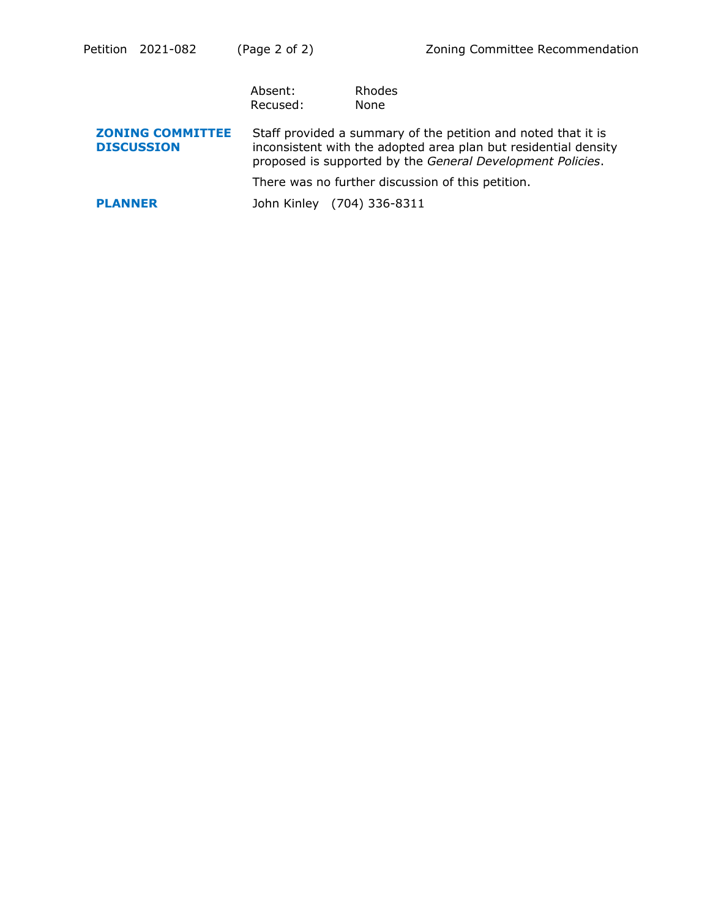| | |
|---|---|
| Absent: | Rhodes |
| Recused: | None |

**ZONING COMMITTEE DISCUSSION**

Staff provided a summary of the petition and noted that it is inconsistent with the adopted area plan but residential density proposed is supported by the *General Development Policies*.

There was no further discussion of this petition.

**PLANNER**

John Kinley (704) 336-8311